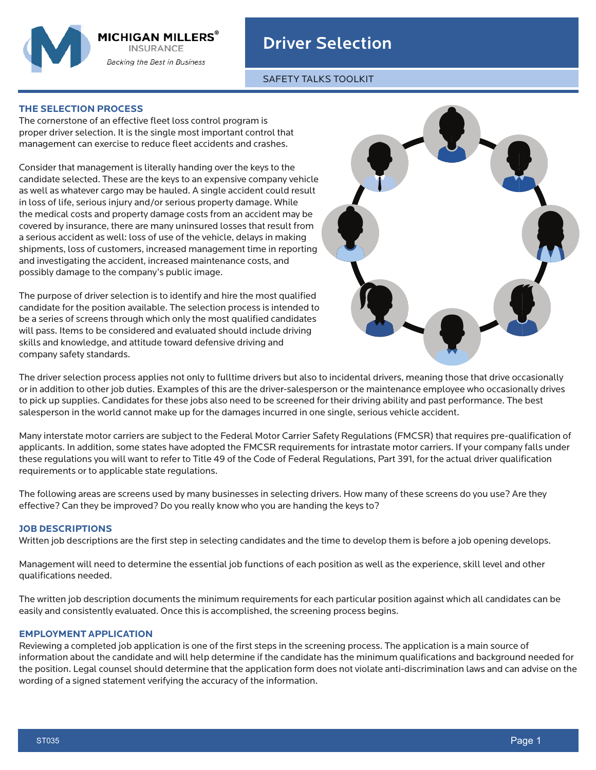# Driver Selection

SAFETY TALKS TOOLKIT

## THE SELECTION PROCESS

The cornerstone of an effective fleet loss control program is proper driver selection. It is the single most important control that management can exercise to reduce fleet accidents and crashes.

Consider that management is literally handing over the keys to the candidate selected. These are the keys to an expensive company vehicle as well as whatever cargo may be hauled. A single accident could result in loss of life, serious injury and/or serious property damage. While the medical costs and property damage costs from an accident may be covered by insurance, there are many uninsured losses that result from a serious accident as well: loss of use of the vehicle, delays in making shipments, loss of customers, increased management time in reporting and investigating the accident, increased maintenance costs, and possibly damage to the company's public image.

The purpose of driver selection is to identify and hire the most qualified candidate for the position available. The selection process is intended to be a series of screens through which only the most qualified candidates will pass. Items to be considered and evaluated should include driving skills and knowledge, and attitude toward defensive driving and company safety standards.

The driver selection process applies not only to fulltime drivers but also to incidental drivers, meaning those that drive occasionally or in addition to other job duties. Examples of this are the driver-salesperson or the maintenance employee who occasionally drives to pick up supplies. Candidates for these jobs also need to be screened for their driving ability and past performance. The best salesperson in the world cannot make up for the damages incurred in one single, serious vehicle accident.

Many interstate motor carriers are subject to the Federal Motor Carrier Safety Regulations (FMCSR) that requires pre-qualification of applicants. In addition, some states have adopted the FMCSR requirements for intrastate motor carriers. If your company falls under these regulations you will want to refer to Title 49 of the Code of Federal Regulations, Part 391, for the actual driver qualification requirements or to applicable state regulations.

The following areas are screens used by many businesses in selecting drivers. How many of these screens do you use? Are they effective? Can they be improved? Do you really know who you are handing the keys to?

## JOB DESCRIPTIONS

Written job descriptions are the first step in selecting candidates and the time to develop them is before a job opening develops.

Management will need to determine the essential job functions of each position as well as the experience, skill level and other qualifications needed.

The written job description documents the minimum requirements for each particular position against which all candidates can be easily and consistently evaluated. Once this is accomplished, the screening process begins.

## EMPLOYMENT APPLICATION

Reviewing a completed job application is one of the first steps in the screening process. The application is a main source of information about the candidate and will help determine if the candidate has the minimum qualifications and background needed for the position. Legal counsel should determine that the application form does not violate anti-discrimination laws and can advise on the wording of a signed statement verifying the accuracy of the information.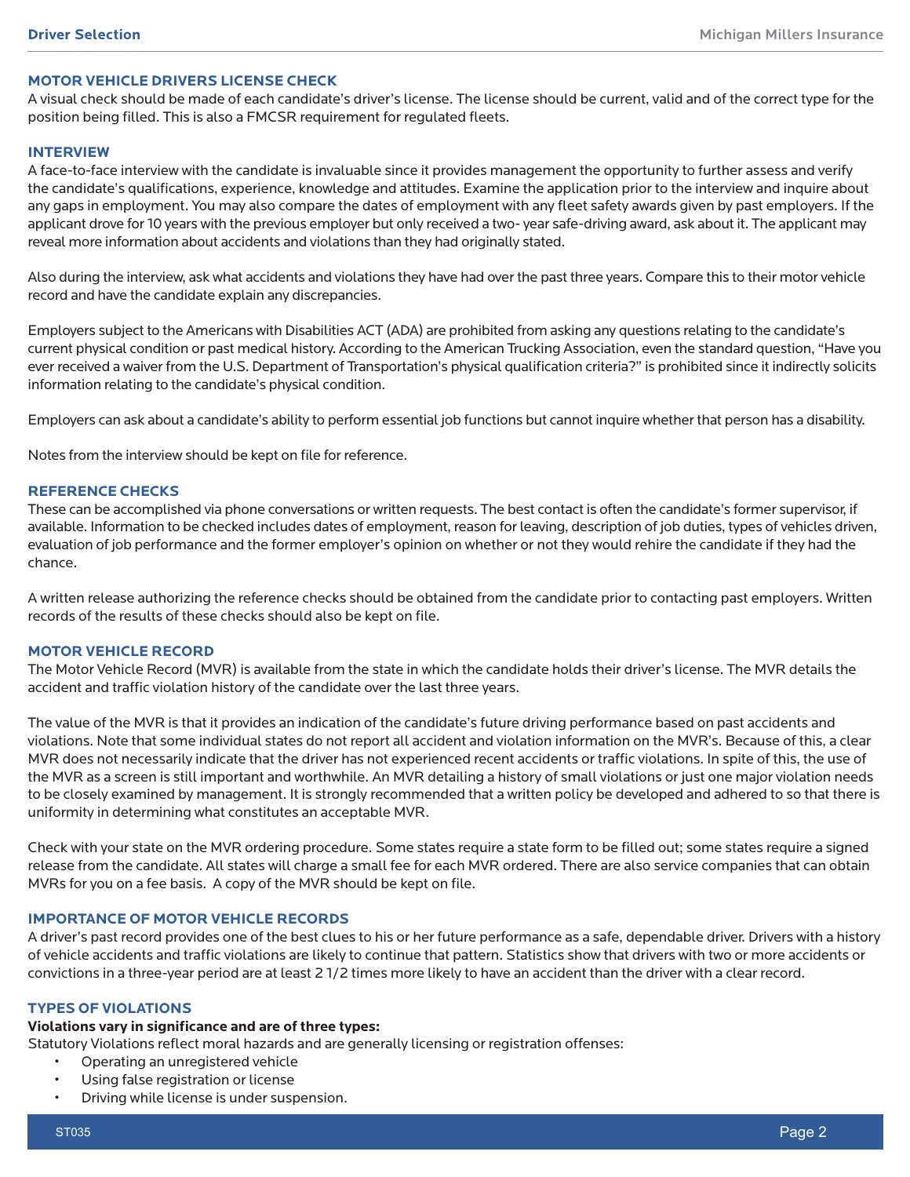## MOTOR VEHICLE DRIVERS LICENSE CHECK

A visual check should be made of each candidate's driver's license. The license should be current, valid and of the correct type for the position being filled. This is also a FMCSR requirement for regulated fleets.

## INTERVIEW

A face-to-face interview with the candidate is invaluable since it provides management the opportunity to further assess and verify the candidate's qualifications, experience, knowledge and attitudes. Examine the application prior to the interview and inquire about any gaps in employment. You may also compare the dates of employment with any fleet safety awards given by past employers. If the applicant drove for 10 years with the previous employer but only received a two- year safe-driving award, ask about it. The applicant may reveal more information about accidents and violations than they had originally stated.

Also during the interview, ask what accidents and violations they have had over the past three years. Compare this to their motor vehicle record and have the candidate explain any discrepancies.

Employers subject to the Americans with Disabilities ACT (ADA) are prohibited from asking any questions relating to the candidate's current physical condition or past medical history. According to the American Trucking Association, even the standard question, "Have you ever received a waiver from the U.S. Department of Transportation's physical qualification criteria?" is prohibited since it indirectly solicits information relating to the candidate's physical condition.

Employers can ask about a candidate's ability to perform essential job functions but cannot inquire whether that person has a disability.

Notes from the interview should be kept on file for reference.

## REFERENCE CHECKS

These can be accomplished via phone conversations or written requests. The best contact is often the candidate's former supervisor, if available. Information to be checked includes dates of employment, reason for leaving, description of job duties, types of vehicles driven, evaluation of job performance and the former employer's opinion on whether or not they would rehire the candidate if they had the chance.

A written release authorizing the reference checks should be obtained from the candidate prior to contacting past employers. Written records of the results of these checks should also be kept on file.

## MOTOR VEHICLE RECORD

The Motor Vehicle Record (MVR) is available from the state in which the candidate holds their driver's license. The MVR details the accident and traffic violation history of the candidate over the last three years.

The value of the MVR is that it provides an indication of the candidate's future driving performance based on past accidents and violations. Note that some individual states do not report all accident and violation information on the MVR's. Because of this, a clear MVR does not necessarily indicate that the driver has not experienced recent accidents or traffic violations. In spite of this, the use of the MVR as a screen is still important and worthwhile. An MVR detailing a history of small violations or just one major violation needs to be closely examined by management. It is strongly recommended that a written policy be developed and adhered to so that there is uniformity in determining what constitutes an acceptable MVR.

Check with your state on the MVR ordering procedure. Some states require a state form to be filled out; some states require a signed release from the candidate. All states will charge a small fee for each MVR ordered. There are also service companies that can obtain MVRs for you on a fee basis. A copy of the MVR should be kept on file.

## IMPORTANCE OF MOTOR VEHICLE RECORDS

A driver's past record provides one of the best clues to his or her future performance as a safe, dependable driver. Drivers with a history of vehicle accidents and traffic violations are likely to continue that pattern. Statistics show that drivers with two or more accidents or convictions in a three-year period are at least 2 1/2 times more likely to have an accident than the driver with a clear record.

## TYPES OF VIOLATIONS

**Violations vary in significance and are of three types:**

Statutory Violations reflect moral hazards and are generally licensing or registration offenses:

- Operating an unregistered vehicle
- Using false registration or license
- Driving while license is under suspension.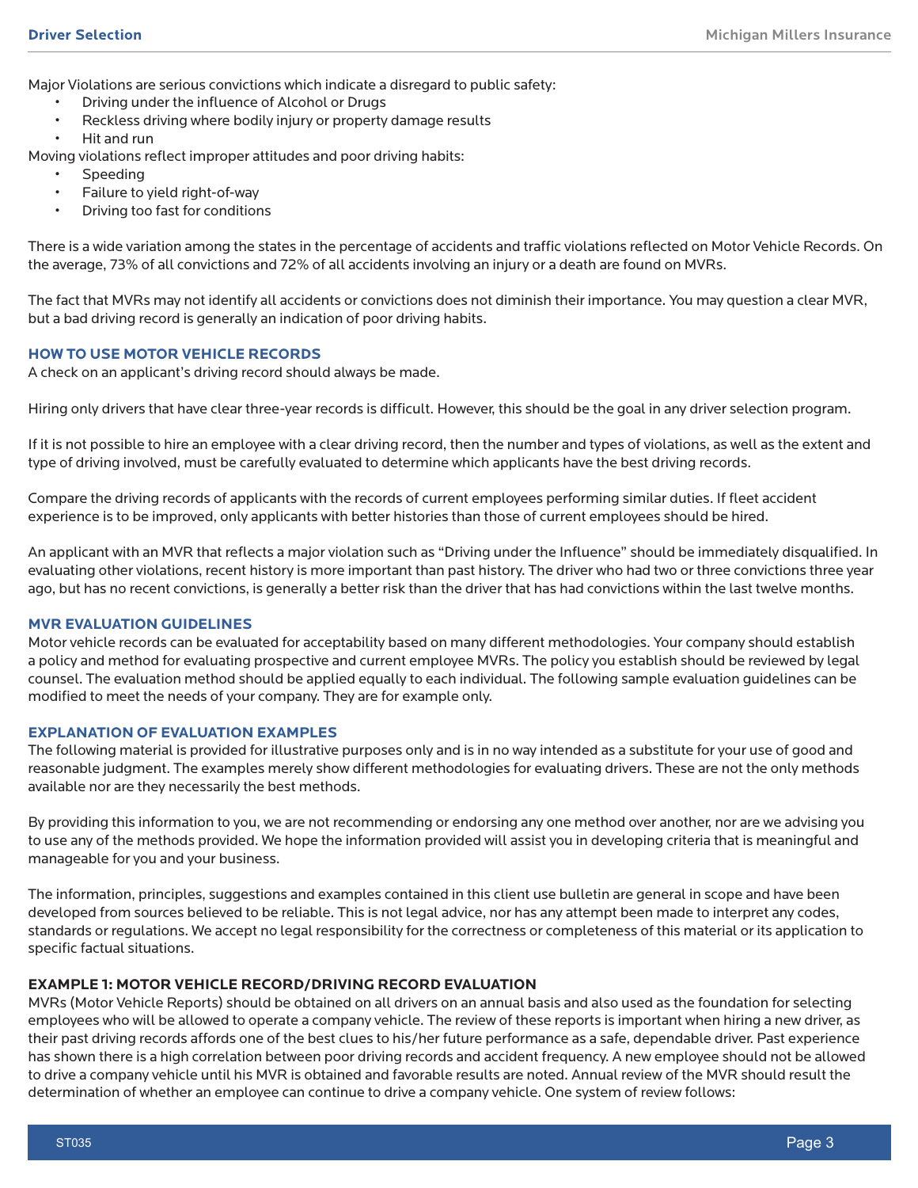Major Violations are serious convictions which indicate a disregard to public safety:

- Driving under the influence of Alcohol or Drugs
- Reckless driving where bodily injury or property damage results
- Hit and run

Moving violations reflect improper attitudes and poor driving habits:

- Speeding
- Failure to yield right-of-way
- Driving too fast for conditions

There is a wide variation among the states in the percentage of accidents and traffic violations reflected on Motor Vehicle Records. On the average, 73% of all convictions and 72% of all accidents involving an injury or a death are found on MVRs.

The fact that MVRs may not identify all accidents or convictions does not diminish their importance. You may question a clear MVR, but a bad driving record is generally an indication of poor driving habits.

### HOW TO USE MOTOR VEHICLE RECORDS

A check on an applicant's driving record should always be made.

Hiring only drivers that have clear three-year records is difficult. However, this should be the goal in any driver selection program.

If it is not possible to hire an employee with a clear driving record, then the number and types of violations, as well as the extent and type of driving involved, must be carefully evaluated to determine which applicants have the best driving records.

Compare the driving records of applicants with the records of current employees performing similar duties. If fleet accident experience is to be improved, only applicants with better histories than those of current employees should be hired.

An applicant with an MVR that reflects a major violation such as "Driving under the Influence" should be immediately disqualified. In evaluating other violations, recent history is more important than past history. The driver who had two or three convictions three year ago, but has no recent convictions, is generally a better risk than the driver that has had convictions within the last twelve months.

### MVR EVALUATION GUIDELINES

Motor vehicle records can be evaluated for acceptability based on many different methodologies. Your company should establish a policy and method for evaluating prospective and current employee MVRs. The policy you establish should be reviewed by legal counsel. The evaluation method should be applied equally to each individual. The following sample evaluation guidelines can be modified to meet the needs of your company. They are for example only.

### EXPLANATION OF EVALUATION EXAMPLES

The following material is provided for illustrative purposes only and is in no way intended as a substitute for your use of good and reasonable judgment. The examples merely show different methodologies for evaluating drivers. These are not the only methods available nor are they necessarily the best methods.

By providing this information to you, we are not recommending or endorsing any one method over another, nor are we advising you to use any of the methods provided. We hope the information provided will assist you in developing criteria that is meaningful and manageable for you and your business.

The information, principles, suggestions and examples contained in this client use bulletin are general in scope and have been developed from sources believed to be reliable. This is not legal advice, nor has any attempt been made to interpret any codes, standards or regulations. We accept no legal responsibility for the correctness or completeness of this material or its application to specific factual situations.

### EXAMPLE 1: MOTOR VEHICLE RECORD/DRIVING RECORD EVALUATION

MVRs (Motor Vehicle Reports) should be obtained on all drivers on an annual basis and also used as the foundation for selecting employees who will be allowed to operate a company vehicle. The review of these reports is important when hiring a new driver, as their past driving records affords one of the best clues to his/her future performance as a safe, dependable driver. Past experience has shown there is a high correlation between poor driving records and accident frequency. A new employee should not be allowed to drive a company vehicle until his MVR is obtained and favorable results are noted. Annual review of the MVR should result the determination of whether an employee can continue to drive a company vehicle. One system of review follows: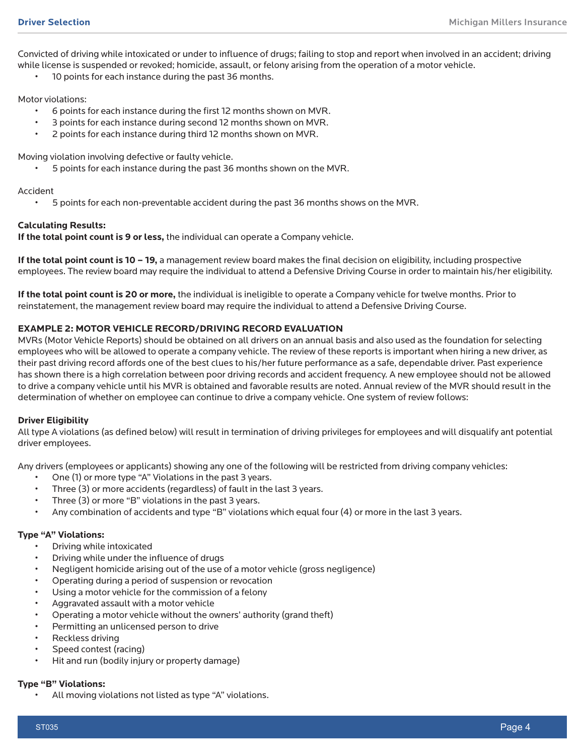Convicted of driving while intoxicated or under to influence of drugs; failing to stop and report when involved in an accident; driving while license is suspended or revoked; homicide, assault, or felony arising from the operation of a motor vehicle.

- 10 points for each instance during the past 36 months.

Motor violations:

- 6 points for each instance during the first 12 months shown on MVR.
- 3 points for each instance during second 12 months shown on MVR.
- 2 points for each instance during third 12 months shown on MVR.

Moving violation involving defective or faulty vehicle.

- 5 points for each instance during the past 36 months shown on the MVR.

Accident

- 5 points for each non-preventable accident during the past 36 months shows on the MVR.

**Calculating Results:**
**If the total point count is 9 or less,** the individual can operate a Company vehicle.

**If the total point count is 10 – 19,** a management review board makes the final decision on eligibility, including prospective employees. The review board may require the individual to attend a Defensive Driving Course in order to maintain his/her eligibility.

**If the total point count is 20 or more,** the individual is ineligible to operate a Company vehicle for twelve months. Prior to reinstatement, the management review board may require the individual to attend a Defensive Driving Course.

**EXAMPLE 2: MOTOR VEHICLE RECORD/DRIVING RECORD EVALUATION**

MVRs (Motor Vehicle Reports) should be obtained on all drivers on an annual basis and also used as the foundation for selecting employees who will be allowed to operate a company vehicle. The review of these reports is important when hiring a new driver, as their past driving record affords one of the best clues to his/her future performance as a safe, dependable driver. Past experience has shown there is a high correlation between poor driving records and accident frequency. A new employee should not be allowed to drive a company vehicle until his MVR is obtained and favorable results are noted. Annual review of the MVR should result in the determination of whether on employee can continue to drive a company vehicle. One system of review follows:

**Driver Eligibility**

All type A violations (as defined below) will result in termination of driving privileges for employees and will disqualify ant potential driver employees.

Any drivers (employees or applicants) showing any one of the following will be restricted from driving company vehicles:

- One (1) or more type "A" Violations in the past 3 years.
- Three (3) or more accidents (regardless) of fault in the last 3 years.
- Three (3) or more "B" violations in the past 3 years.
- Any combination of accidents and type "B" violations which equal four (4) or more in the last 3 years.

**Type "A" Violations:**

- Driving while intoxicated
- Driving while under the influence of drugs
- Negligent homicide arising out of the use of a motor vehicle (gross negligence)
- Operating during a period of suspension or revocation
- Using a motor vehicle for the commission of a felony
- Aggravated assault with a motor vehicle
- Operating a motor vehicle without the owners' authority (grand theft)
- Permitting an unlicensed person to drive
- Reckless driving
- Speed contest (racing)
- Hit and run (bodily injury or property damage)

**Type "B" Violations:**

- All moving violations not listed as type "A" violations.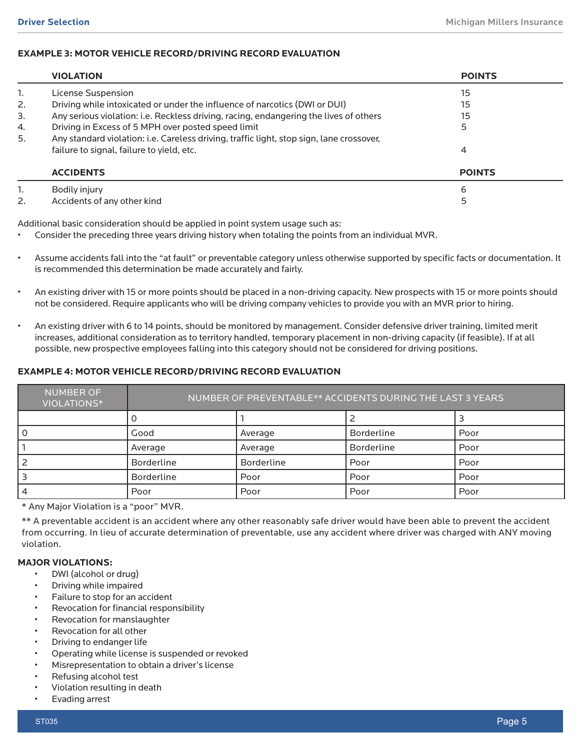### EXAMPLE 3: MOTOR VEHICLE RECORD/DRIVING RECORD EVALUATION

| | VIOLATION | POINTS |
|---|---|---|
| 1. | License Suspension | 15 |
| 2. | Driving while intoxicated or under the influence of narcotics (DWI or DUI) | 15 |
| 3. | Any serious violation: i.e. Reckless driving, racing, endangering the lives of others | 15 |
| 4. | Driving in Excess of 5 MPH over posted speed limit | 5 |
| 5. | Any standard violation: i.e. Careless driving, traffic light, stop sign, lane crossover, failure to signal, failure to yield, etc. | 4 |

| | ACCIDENTS | POINTS |
|---|---|---|
| 1. | Bodily injury | 6 |
| 2. | Accidents of any other kind | 5 |

Additional basic consideration should be applied in point system usage such as:

- Consider the preceding three years driving history when totaling the points from an individual MVR.
- Assume accidents fall into the "at fault" or preventable category unless otherwise supported by specific facts or documentation. It is recommended this determination be made accurately and fairly.
- An existing driver with 15 or more points should be placed in a non-driving capacity. New prospects with 15 or more points should not be considered. Require applicants who will be driving company vehicles to provide you with an MVR prior to hiring.
- An existing driver with 6 to 14 points, should be monitored by management. Consider defensive driver training, limited merit increases, additional consideration as to territory handled, temporary placement in non-driving capacity (if feasible). If at all possible, new prospective employees falling into this category should not be considered for driving positions.

### EXAMPLE 4: MOTOR VEHICLE RECORD/DRIVING RECORD EVALUATION

| NUMBER OF VIOLATIONS* | NUMBER OF PREVENTABLE** ACCIDENTS DURING THE LAST 3 YEARS | | | |
|---|---|---|---|---|
| | 0 | 1 | 2 | 3 |
| 0 | Good | Average | Borderline | Poor |
| 1 | Average | Average | Borderline | Poor |
| 2 | Borderline | Borderline | Poor | Poor |
| 3 | Borderline | Poor | Poor | Poor |
| 4 | Poor | Poor | Poor | Poor |

\* Any Major Violation is a "poor" MVR.

** A preventable accident is an accident where any other reasonably safe driver would have been able to prevent the accident from occurring. In lieu of accurate determination of preventable, use any accident where driver was charged with ANY moving violation.

**MAJOR VIOLATIONS:**

- DWI (alcohol or drug)
- Driving while impaired
- Failure to stop for an accident
- Revocation for financial responsibility
- Revocation for manslaughter
- Revocation for all other
- Driving to endanger life
- Operating while license is suspended or revoked
- Misrepresentation to obtain a driver's license
- Refusing alcohol test
- Violation resulting in death
- Evading arrest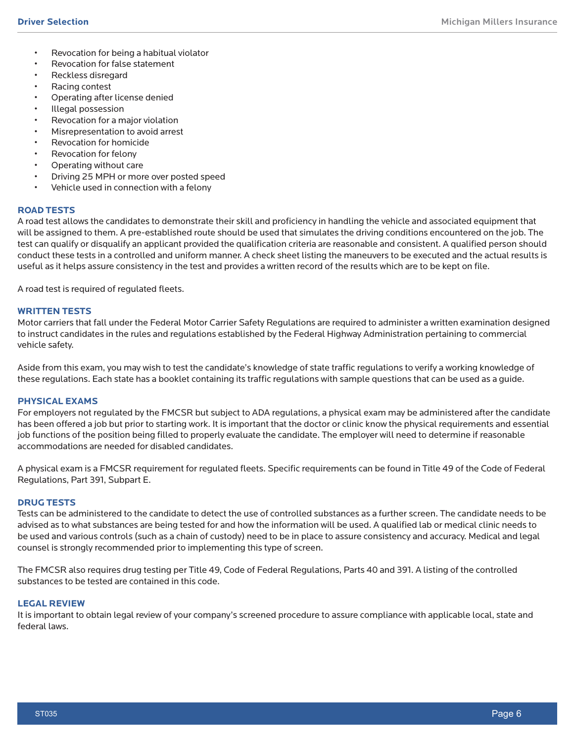- Revocation for being a habitual violator
- Revocation for false statement
- Reckless disregard
- Racing contest
- Operating after license denied
- Illegal possession
- Revocation for a major violation
- Misrepresentation to avoid arrest
- Revocation for homicide
- Revocation for felony
- Operating without care
- Driving 25 MPH or more over posted speed
- Vehicle used in connection with a felony

## ROAD TESTS

A road test allows the candidates to demonstrate their skill and proficiency in handling the vehicle and associated equipment that will be assigned to them. A pre-established route should be used that simulates the driving conditions encountered on the job. The test can qualify or disqualify an applicant provided the qualification criteria are reasonable and consistent. A qualified person should conduct these tests in a controlled and uniform manner. A check sheet listing the maneuvers to be executed and the actual results is useful as it helps assure consistency in the test and provides a written record of the results which are to be kept on file.

A road test is required of regulated fleets.

## WRITTEN TESTS

Motor carriers that fall under the Federal Motor Carrier Safety Regulations are required to administer a written examination designed to instruct candidates in the rules and regulations established by the Federal Highway Administration pertaining to commercial vehicle safety.

Aside from this exam, you may wish to test the candidate's knowledge of state traffic regulations to verify a working knowledge of these regulations. Each state has a booklet containing its traffic regulations with sample questions that can be used as a guide.

## PHYSICAL EXAMS

For employers not regulated by the FMCSR but subject to ADA regulations, a physical exam may be administered after the candidate has been offered a job but prior to starting work. It is important that the doctor or clinic know the physical requirements and essential job functions of the position being filled to properly evaluate the candidate. The employer will need to determine if reasonable accommodations are needed for disabled candidates.

A physical exam is a FMCSR requirement for regulated fleets. Specific requirements can be found in Title 49 of the Code of Federal Regulations, Part 391, Subpart E.

## DRUG TESTS

Tests can be administered to the candidate to detect the use of controlled substances as a further screen. The candidate needs to be advised as to what substances are being tested for and how the information will be used. A qualified lab or medical clinic needs to be used and various controls (such as a chain of custody) need to be in place to assure consistency and accuracy. Medical and legal counsel is strongly recommended prior to implementing this type of screen.

The FMCSR also requires drug testing per Title 49, Code of Federal Regulations, Parts 40 and 391. A listing of the controlled substances to be tested are contained in this code.

## LEGAL REVIEW

It is important to obtain legal review of your company's screened procedure to assure compliance with applicable local, state and federal laws.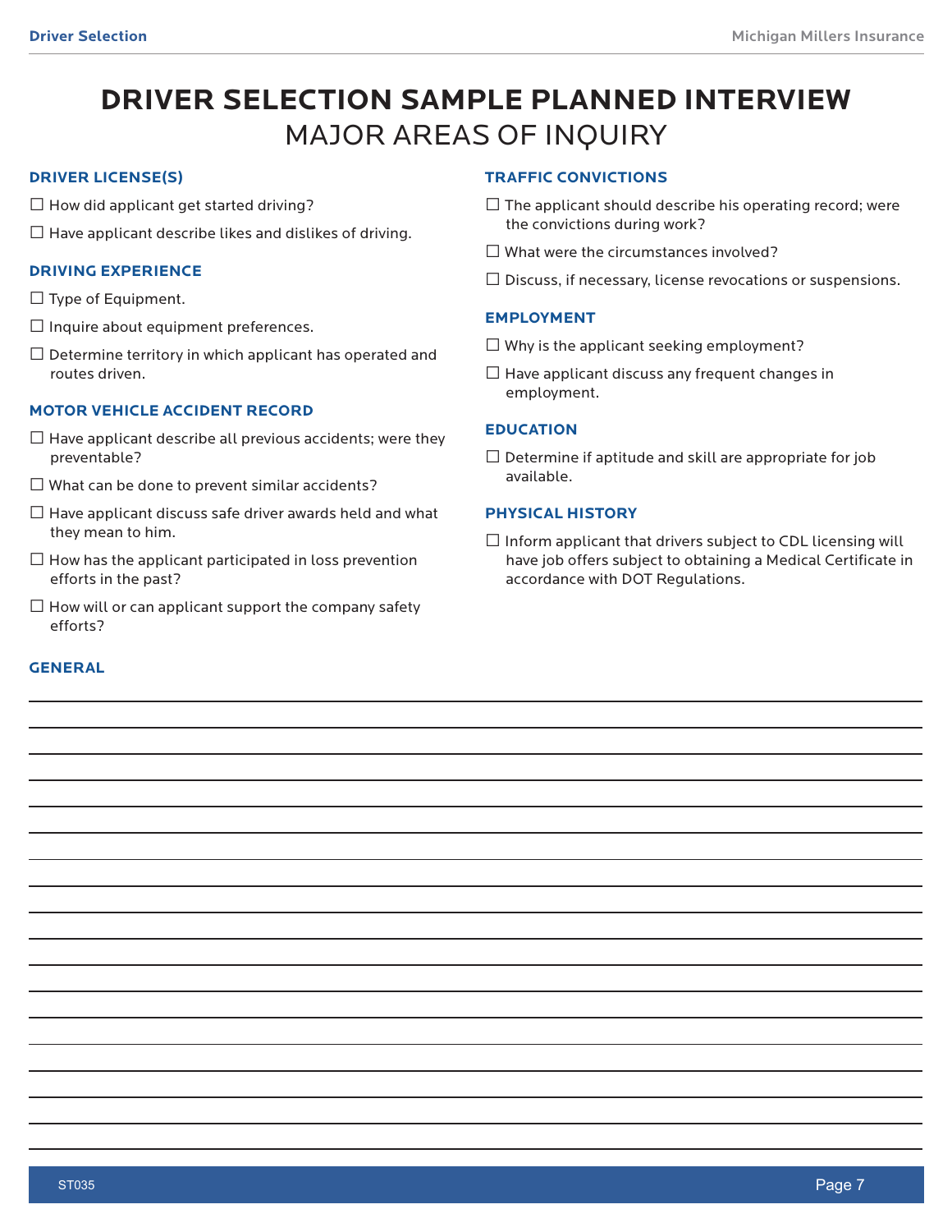# DRIVER SELECTION SAMPLE PLANNED INTERVIEW
## MAJOR AREAS OF INQUIRY

### DRIVER LICENSE(S)

- ☐ How did applicant get started driving?
- ☐ Have applicant describe likes and dislikes of driving.

### DRIVING EXPERIENCE

- ☐ Type of Equipment.
- ☐ Inquire about equipment preferences.
- ☐ Determine territory in which applicant has operated and routes driven.

### MOTOR VEHICLE ACCIDENT RECORD

- ☐ Have applicant describe all previous accidents; were they preventable?
- ☐ What can be done to prevent similar accidents?
- ☐ Have applicant discuss safe driver awards held and what they mean to him.
- ☐ How has the applicant participated in loss prevention efforts in the past?
- ☐ How will or can applicant support the company safety efforts?

### TRAFFIC CONVICTIONS

- ☐ The applicant should describe his operating record; were the convictions during work?
- ☐ What were the circumstances involved?
- ☐ Discuss, if necessary, license revocations or suspensions.

### EMPLOYMENT

- ☐ Why is the applicant seeking employment?
- ☐ Have applicant discuss any frequent changes in employment.

### EDUCATION

- ☐ Determine if aptitude and skill are appropriate for job available.

### PHYSICAL HISTORY

- ☐ Inform applicant that drivers subject to CDL licensing will have job offers subject to obtaining a Medical Certificate in accordance with DOT Regulations.

### GENERAL

______________________________________________________________________

______________________________________________________________________

______________________________________________________________________

______________________________________________________________________

______________________________________________________________________

______________________________________________________________________

______________________________________________________________________

______________________________________________________________________

______________________________________________________________________

______________________________________________________________________

______________________________________________________________________

______________________________________________________________________

______________________________________________________________________

______________________________________________________________________

______________________________________________________________________

______________________________________________________________________

______________________________________________________________________

______________________________________________________________________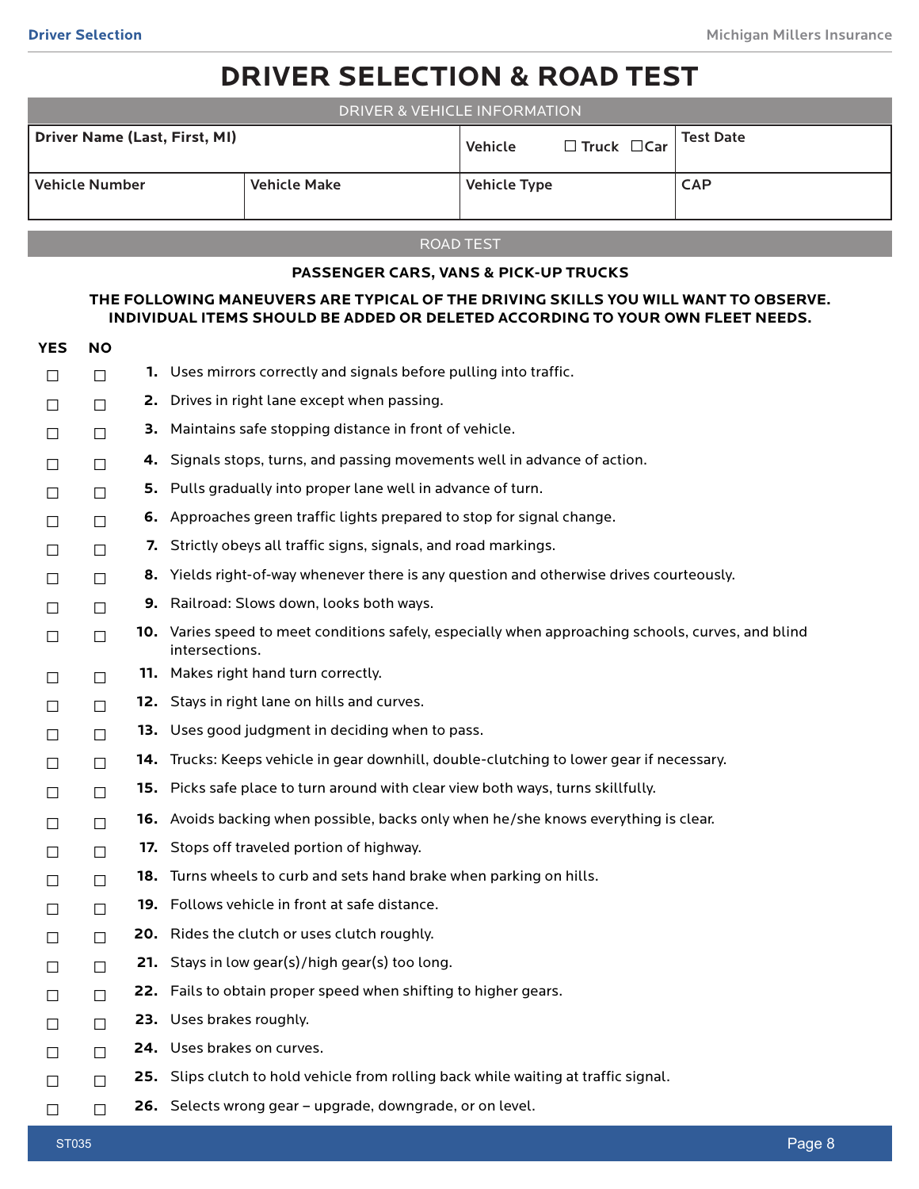# DRIVER SELECTION & ROAD TEST

| DRIVER & VEHICLE INFORMATION | | | |
|---|---|---|---|
| Driver Name (Last, First, MI) | | Vehicle ☐ Truck ☐ Car | Test Date |
| Vehicle Number | Vehicle Make | Vehicle Type | CAP |

## ROAD TEST

**PASSENGER CARS, VANS & PICK-UP TRUCKS**

**THE FOLLOWING MANEUVERS ARE TYPICAL OF THE DRIVING SKILLS YOU WILL WANT TO OBSERVE. INDIVIDUAL ITEMS SHOULD BE ADDED OR DELETED ACCORDING TO YOUR OWN FLEET NEEDS.**

| YES | NO | | |
|---|---|---|---|
| ☐ | ☐ | **1.** | Uses mirrors correctly and signals before pulling into traffic. |
| ☐ | ☐ | **2.** | Drives in right lane except when passing. |
| ☐ | ☐ | **3.** | Maintains safe stopping distance in front of vehicle. |
| ☐ | ☐ | **4.** | Signals stops, turns, and passing movements well in advance of action. |
| ☐ | ☐ | **5.** | Pulls gradually into proper lane well in advance of turn. |
| ☐ | ☐ | **6.** | Approaches green traffic lights prepared to stop for signal change. |
| ☐ | ☐ | **7.** | Strictly obeys all traffic signs, signals, and road markings. |
| ☐ | ☐ | **8.** | Yields right-of-way whenever there is any question and otherwise drives courteously. |
| ☐ | ☐ | **9.** | Railroad: Slows down, looks both ways. |
| ☐ | ☐ | **10.** | Varies speed to meet conditions safely, especially when approaching schools, curves, and blind intersections. |
| ☐ | ☐ | **11.** | Makes right hand turn correctly. |
| ☐ | ☐ | **12.** | Stays in right lane on hills and curves. |
| ☐ | ☐ | **13.** | Uses good judgment in deciding when to pass. |
| ☐ | ☐ | **14.** | Trucks: Keeps vehicle in gear downhill, double-clutching to lower gear if necessary. |
| ☐ | ☐ | **15.** | Picks safe place to turn around with clear view both ways, turns skillfully. |
| ☐ | ☐ | **16.** | Avoids backing when possible, backs only when he/she knows everything is clear. |
| ☐ | ☐ | **17.** | Stops off traveled portion of highway. |
| ☐ | ☐ | **18.** | Turns wheels to curb and sets hand brake when parking on hills. |
| ☐ | ☐ | **19.** | Follows vehicle in front at safe distance. |
| ☐ | ☐ | **20.** | Rides the clutch or uses clutch roughly. |
| ☐ | ☐ | **21.** | Stays in low gear(s)/high gear(s) too long. |
| ☐ | ☐ | **22.** | Fails to obtain proper speed when shifting to higher gears. |
| ☐ | ☐ | **23.** | Uses brakes roughly. |
| ☐ | ☐ | **24.** | Uses brakes on curves. |
| ☐ | ☐ | **25.** | Slips clutch to hold vehicle from rolling back while waiting at traffic signal. |
| ☐ | ☐ | **26.** | Selects wrong gear – upgrade, downgrade, or on level. |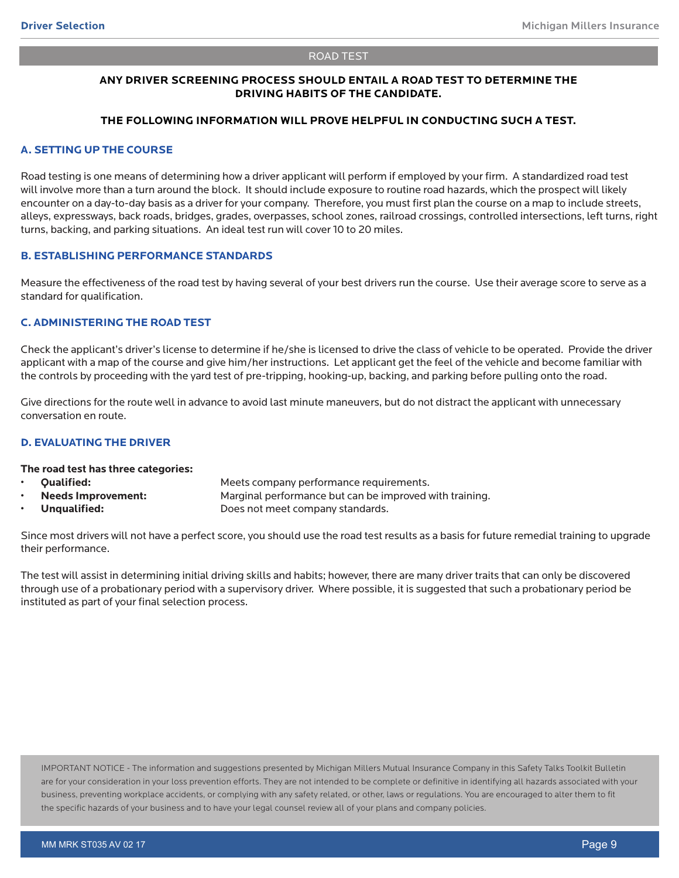## ROAD TEST

**ANY DRIVER SCREENING PROCESS SHOULD ENTAIL A ROAD TEST TO DETERMINE THE DRIVING HABITS OF THE CANDIDATE.**

**THE FOLLOWING INFORMATION WILL PROVE HELPFUL IN CONDUCTING SUCH A TEST.**

### A. SETTING UP THE COURSE

Road testing is one means of determining how a driver applicant will perform if employed by your firm. A standardized road test will involve more than a turn around the block. It should include exposure to routine road hazards, which the prospect will likely encounter on a day-to-day basis as a driver for your company. Therefore, you must first plan the course on a map to include streets, alleys, expressways, back roads, bridges, grades, overpasses, school zones, railroad crossings, controlled intersections, left turns, right turns, backing, and parking situations. An ideal test run will cover 10 to 20 miles.

### B. ESTABLISHING PERFORMANCE STANDARDS

Measure the effectiveness of the road test by having several of your best drivers run the course. Use their average score to serve as a standard for qualification.

### C. ADMINISTERING THE ROAD TEST

Check the applicant's driver's license to determine if he/she is licensed to drive the class of vehicle to be operated. Provide the driver applicant with a map of the course and give him/her instructions. Let applicant get the feel of the vehicle and become familiar with the controls by proceeding with the yard test of pre-tripping, hooking-up, backing, and parking before pulling onto the road.

Give directions for the route well in advance to avoid last minute maneuvers, but do not distract the applicant with unnecessary conversation en route.

### D. EVALUATING THE DRIVER

**The road test has three categories:**

- **Qualified:** Meets company performance requirements.
- **Needs Improvement:** Marginal performance but can be improved with training.
- **Unqualified:** Does not meet company standards.

Since most drivers will not have a perfect score, you should use the road test results as a basis for future remedial training to upgrade their performance.

The test will assist in determining initial driving skills and habits; however, there are many driver traits that can only be discovered through use of a probationary period with a supervisory driver. Where possible, it is suggested that such a probationary period be instituted as part of your final selection process.

IMPORTANT NOTICE - The information and suggestions presented by Michigan Millers Mutual Insurance Company in this Safety Talks Toolkit Bulletin are for your consideration in your loss prevention efforts. They are not intended to be complete or definitive in identifying all hazards associated with your business, preventing workplace accidents, or complying with any safety related, or other, laws or regulations. You are encouraged to alter them to fit the specific hazards of your business and to have your legal counsel review all of your plans and company policies.

MM MRK ST035 AV 02 17